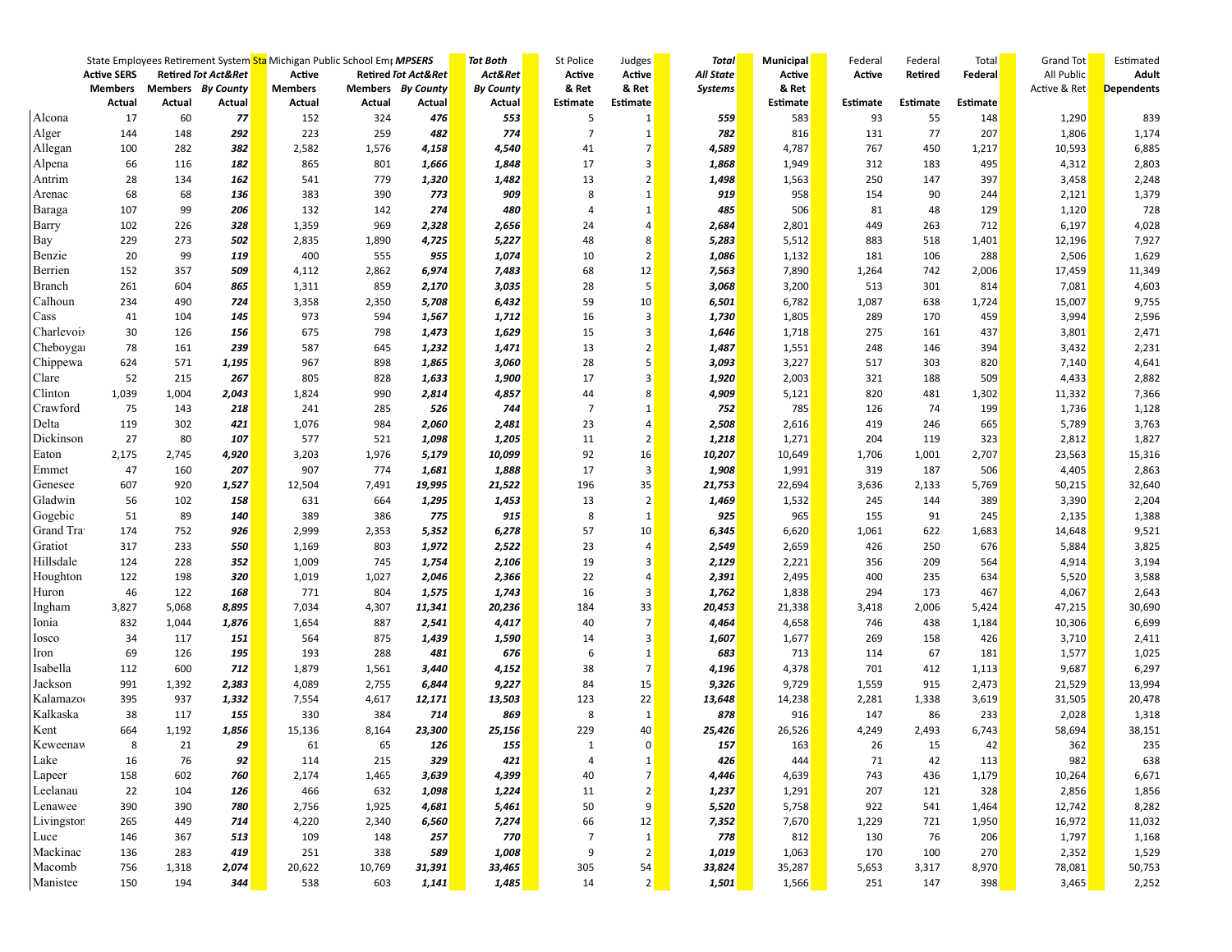| | State Employees Retirement System | | State | Michigan Public School Employees | | MPSERS | Tot Both | St Police | Judges | Total | Municipal | Federal | Federal | Total | Grand Tot | Estimated |
|---|---|---|---|---|---|---|---|---|---|---|---|---|---|---|---|---|
| | Active SERS | Retired | Tot Act&Ret | Active | Retired | Tot Act&Ret | Act&Ret | Active | Active | All State | Active | Active | Retired | Federal | All Public | Adult |
| | Members | Members | By County | Members | Members | By County | By County | & Ret | & Ret | Systems | & Ret | | | | Active & Ret | Dependents |
| | Actual | Actual | Actual | Actual | Actual | Actual | Actual | Estimate | Estimate | | Estimate | Estimate | Estimate | Estimate | | |
| Alcona | 17 | 60 | ***77*** | 152 | 324 | ***476*** | ***553*** | 5 | 1 | ***559*** | 583 | 93 | 55 | 148 | 1,290 | 839 |
| Alger | 144 | 148 | ***292*** | 223 | 259 | ***482*** | ***774*** | 7 | 1 | ***782*** | 816 | 131 | 77 | 207 | 1,806 | 1,174 |
| Allegan | 100 | 282 | ***382*** | 2,582 | 1,576 | ***4,158*** | ***4,540*** | 41 | 7 | ***4,589*** | 4,787 | 767 | 450 | 1,217 | 10,593 | 6,885 |
| Alpena | 66 | 116 | ***182*** | 865 | 801 | ***1,666*** | ***1,848*** | 17 | 3 | ***1,868*** | 1,949 | 312 | 183 | 495 | 4,312 | 2,803 |
| Antrim | 28 | 134 | ***162*** | 541 | 779 | ***1,320*** | ***1,482*** | 13 | 2 | ***1,498*** | 1,563 | 250 | 147 | 397 | 3,458 | 2,248 |
| Arenac | 68 | 68 | ***136*** | 383 | 390 | ***773*** | ***909*** | 8 | 1 | ***919*** | 958 | 154 | 90 | 244 | 2,121 | 1,379 |
| Baraga | 107 | 99 | ***206*** | 132 | 142 | ***274*** | ***480*** | 4 | 1 | ***485*** | 506 | 81 | 48 | 129 | 1,120 | 728 |
| Barry | 102 | 226 | ***328*** | 1,359 | 969 | ***2,328*** | ***2,656*** | 24 | 4 | ***2,684*** | 2,801 | 449 | 263 | 712 | 6,197 | 4,028 |
| Bay | 229 | 273 | ***502*** | 2,835 | 1,890 | ***4,725*** | ***5,227*** | 48 | 8 | ***5,283*** | 5,512 | 883 | 518 | 1,401 | 12,196 | 7,927 |
| Benzie | 20 | 99 | ***119*** | 400 | 555 | ***955*** | ***1,074*** | 10 | 2 | ***1,086*** | 1,132 | 181 | 106 | 288 | 2,506 | 1,629 |
| Berrien | 152 | 357 | ***509*** | 4,112 | 2,862 | ***6,974*** | ***7,483*** | 68 | 12 | ***7,563*** | 7,890 | 1,264 | 742 | 2,006 | 17,459 | 11,349 |
| Branch | 261 | 604 | ***865*** | 1,311 | 859 | ***2,170*** | ***3,035*** | 28 | 5 | ***3,068*** | 3,200 | 513 | 301 | 814 | 7,081 | 4,603 |
| Calhoun | 234 | 490 | ***724*** | 3,358 | 2,350 | ***5,708*** | ***6,432*** | 59 | 10 | ***6,501*** | 6,782 | 1,087 | 638 | 1,724 | 15,007 | 9,755 |
| Cass | 41 | 104 | ***145*** | 973 | 594 | ***1,567*** | ***1,712*** | 16 | 3 | ***1,730*** | 1,805 | 289 | 170 | 459 | 3,994 | 2,596 |
| Charlevoix | 30 | 126 | ***156*** | 675 | 798 | ***1,473*** | ***1,629*** | 15 | 3 | ***1,646*** | 1,718 | 275 | 161 | 437 | 3,801 | 2,471 |
| Cheboygan | 78 | 161 | ***239*** | 587 | 645 | ***1,232*** | ***1,471*** | 13 | 2 | ***1,487*** | 1,551 | 248 | 146 | 394 | 3,432 | 2,231 |
| Chippewa | 624 | 571 | ***1,195*** | 967 | 898 | ***1,865*** | ***3,060*** | 28 | 5 | ***3,093*** | 3,227 | 517 | 303 | 820 | 7,140 | 4,641 |
| Clare | 52 | 215 | ***267*** | 805 | 828 | ***1,633*** | ***1,900*** | 17 | 3 | ***1,920*** | 2,003 | 321 | 188 | 509 | 4,433 | 2,882 |
| Clinton | 1,039 | 1,004 | ***2,043*** | 1,824 | 990 | ***2,814*** | ***4,857*** | 44 | 8 | ***4,909*** | 5,121 | 820 | 481 | 1,302 | 11,332 | 7,366 |
| Crawford | 75 | 143 | ***218*** | 241 | 285 | ***526*** | ***744*** | 7 | 1 | ***752*** | 785 | 126 | 74 | 199 | 1,736 | 1,128 |
| Delta | 119 | 302 | ***421*** | 1,076 | 984 | ***2,060*** | ***2,481*** | 23 | 4 | ***2,508*** | 2,616 | 419 | 246 | 665 | 5,789 | 3,763 |
| Dickinson | 27 | 80 | ***107*** | 577 | 521 | ***1,098*** | ***1,205*** | 11 | 2 | ***1,218*** | 1,271 | 204 | 119 | 323 | 2,812 | 1,827 |
| Eaton | 2,175 | 2,745 | ***4,920*** | 3,203 | 1,976 | ***5,179*** | ***10,099*** | 92 | 16 | ***10,207*** | 10,649 | 1,706 | 1,001 | 2,707 | 23,563 | 15,316 |
| Emmet | 47 | 160 | ***207*** | 907 | 774 | ***1,681*** | ***1,888*** | 17 | 3 | ***1,908*** | 1,991 | 319 | 187 | 506 | 4,405 | 2,863 |
| Genesee | 607 | 920 | ***1,527*** | 12,504 | 7,491 | ***19,995*** | ***21,522*** | 196 | 35 | ***21,753*** | 22,694 | 3,636 | 2,133 | 5,769 | 50,215 | 32,640 |
| Gladwin | 56 | 102 | ***158*** | 631 | 664 | ***1,295*** | ***1,453*** | 13 | 2 | ***1,469*** | 1,532 | 245 | 144 | 389 | 3,390 | 2,204 |
| Gogebic | 51 | 89 | ***140*** | 389 | 386 | ***775*** | ***915*** | 8 | 1 | ***925*** | 965 | 155 | 91 | 245 | 2,135 | 1,388 |
| Grand Traverse | 174 | 752 | ***926*** | 2,999 | 2,353 | ***5,352*** | ***6,278*** | 57 | 10 | ***6,345*** | 6,620 | 1,061 | 622 | 1,683 | 14,648 | 9,521 |
| Gratiot | 317 | 233 | ***550*** | 1,169 | 803 | ***1,972*** | ***2,522*** | 23 | 4 | ***2,549*** | 2,659 | 426 | 250 | 676 | 5,884 | 3,825 |
| Hillsdale | 124 | 228 | ***352*** | 1,009 | 745 | ***1,754*** | ***2,106*** | 19 | 3 | ***2,129*** | 2,221 | 356 | 209 | 564 | 4,914 | 3,194 |
| Houghton | 122 | 198 | ***320*** | 1,019 | 1,027 | ***2,046*** | ***2,366*** | 22 | 4 | ***2,391*** | 2,495 | 400 | 235 | 634 | 5,520 | 3,588 |
| Huron | 46 | 122 | ***168*** | 771 | 804 | ***1,575*** | ***1,743*** | 16 | 3 | ***1,762*** | 1,838 | 294 | 173 | 467 | 4,067 | 2,643 |
| Ingham | 3,827 | 5,068 | ***8,895*** | 7,034 | 4,307 | ***11,341*** | ***20,236*** | 184 | 33 | ***20,453*** | 21,338 | 3,418 | 2,006 | 5,424 | 47,215 | 30,690 |
| Ionia | 832 | 1,044 | ***1,876*** | 1,654 | 887 | ***2,541*** | ***4,417*** | 40 | 7 | ***4,464*** | 4,658 | 746 | 438 | 1,184 | 10,306 | 6,699 |
| Iosco | 34 | 117 | ***151*** | 564 | 875 | ***1,439*** | ***1,590*** | 14 | 3 | ***1,607*** | 1,677 | 269 | 158 | 426 | 3,710 | 2,411 |
| Iron | 69 | 126 | ***195*** | 193 | 288 | ***481*** | ***676*** | 6 | 1 | ***683*** | 713 | 114 | 67 | 181 | 1,577 | 1,025 |
| Isabella | 112 | 600 | ***712*** | 1,879 | 1,561 | ***3,440*** | ***4,152*** | 38 | 7 | ***4,196*** | 4,378 | 701 | 412 | 1,113 | 9,687 | 6,297 |
| Jackson | 991 | 1,392 | ***2,383*** | 4,089 | 2,755 | ***6,844*** | ***9,227*** | 84 | 15 | ***9,326*** | 9,729 | 1,559 | 915 | 2,473 | 21,529 | 13,994 |
| Kalamazoo | 395 | 937 | ***1,332*** | 7,554 | 4,617 | ***12,171*** | ***13,503*** | 123 | 22 | ***13,648*** | 14,238 | 2,281 | 1,338 | 3,619 | 31,505 | 20,478 |
| Kalkaska | 38 | 117 | ***155*** | 330 | 384 | ***714*** | ***869*** | 8 | 1 | ***878*** | 916 | 147 | 86 | 233 | 2,028 | 1,318 |
| Kent | 664 | 1,192 | ***1,856*** | 15,136 | 8,164 | ***23,300*** | ***25,156*** | 229 | 40 | ***25,426*** | 26,526 | 4,249 | 2,493 | 6,743 | 58,694 | 38,151 |
| Keweenaw | 8 | 21 | ***29*** | 61 | 65 | ***126*** | ***155*** | 1 | 0 | ***157*** | 163 | 26 | 15 | 42 | 362 | 235 |
| Lake | 16 | 76 | ***92*** | 114 | 215 | ***329*** | ***421*** | 4 | 1 | ***426*** | 444 | 71 | 42 | 113 | 982 | 638 |
| Lapeer | 158 | 602 | ***760*** | 2,174 | 1,465 | ***3,639*** | ***4,399*** | 40 | 7 | ***4,446*** | 4,639 | 743 | 436 | 1,179 | 10,264 | 6,671 |
| Leelanau | 22 | 104 | ***126*** | 466 | 632 | ***1,098*** | ***1,224*** | 11 | 2 | ***1,237*** | 1,291 | 207 | 121 | 328 | 2,856 | 1,856 |
| Lenawee | 390 | 390 | ***780*** | 2,756 | 1,925 | ***4,681*** | ***5,461*** | 50 | 9 | ***5,520*** | 5,758 | 922 | 541 | 1,464 | 12,742 | 8,282 |
| Livingston | 265 | 449 | ***714*** | 4,220 | 2,340 | ***6,560*** | ***7,274*** | 66 | 12 | ***7,352*** | 7,670 | 1,229 | 721 | 1,950 | 16,972 | 11,032 |
| Luce | 146 | 367 | ***513*** | 109 | 148 | ***257*** | ***770*** | 7 | 1 | ***778*** | 812 | 130 | 76 | 206 | 1,797 | 1,168 |
| Mackinac | 136 | 283 | ***419*** | 251 | 338 | ***589*** | ***1,008*** | 9 | 2 | ***1,019*** | 1,063 | 170 | 100 | 270 | 2,352 | 1,529 |
| Macomb | 756 | 1,318 | ***2,074*** | 20,622 | 10,769 | ***31,391*** | ***33,465*** | 305 | 54 | ***33,824*** | 35,287 | 5,653 | 3,317 | 8,970 | 78,081 | 50,753 |
| Manistee | 150 | 194 | ***344*** | 538 | 603 | ***1,141*** | ***1,485*** | 14 | 2 | ***1,501*** | 1,566 | 251 | 147 | 398 | 3,465 | 2,252 |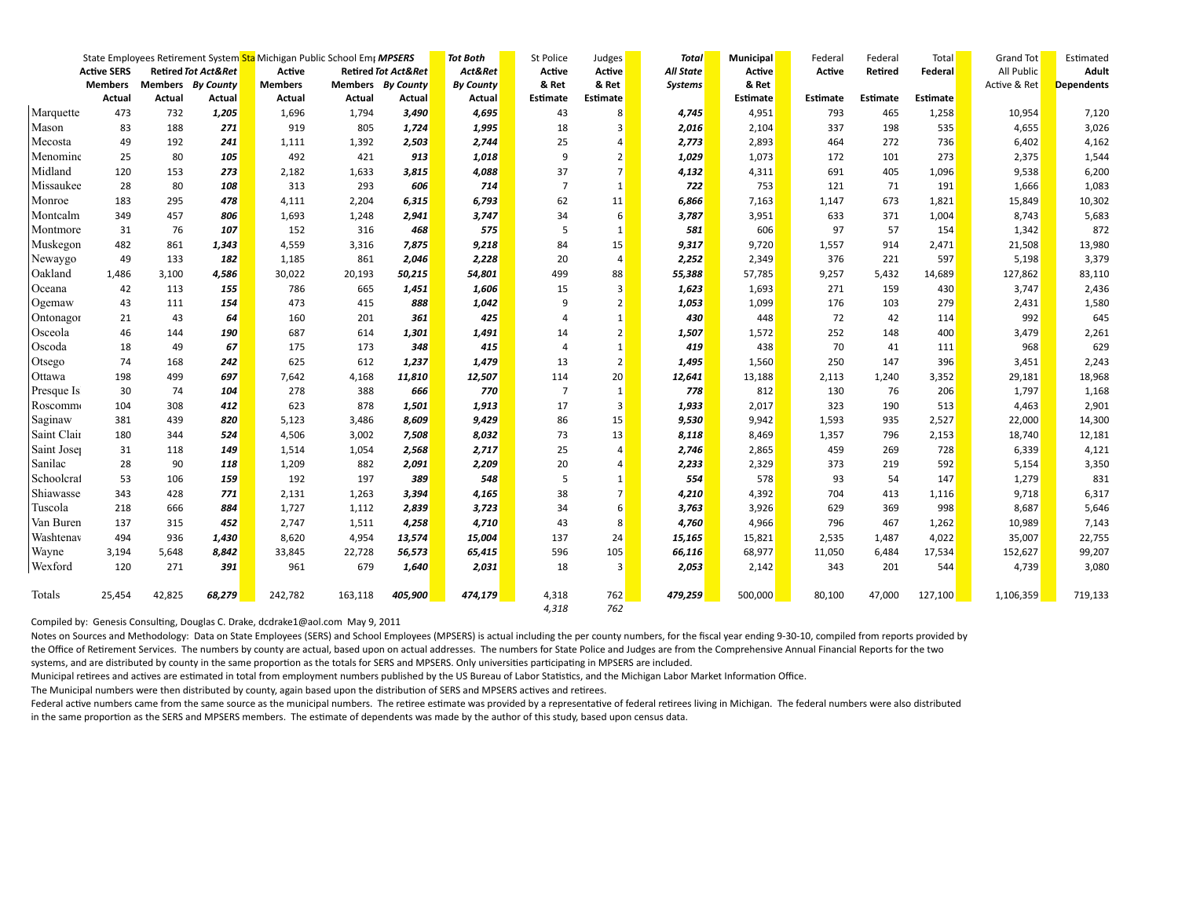| | State Employees Retirement System | | | Michigan Public School Emp MPSERS | | | Tot Both | St Police | Judges | Total | Municipal | Federal | Federal | Total | Grand Tot | Estimated |
|---|---|---|---|---|---|---|---|---|---|---|---|---|---|---|---|---|
| | Active SERS Members Actual | Retired Members Actual | Tot Act&Ret By County Actual | Active Members Actual | Retired Members Actual | Tot Act&Ret By County Actual | Act&Ret By County Actual | Active & Ret Estimate | Active & Ret Estimate | All State Systems | Active & Ret Estimate | Active Estimate | Retired Estimate | Federal Estimate | All Public Active & Ret | Adult Dependents |
| Marquette | 473 | 732 | ***1,205*** | 1,696 | 1,794 | ***3,490*** | ***4,695*** | 43 | 8 | ***4,745*** | 4,951 | 793 | 465 | 1,258 | 10,954 | 7,120 |
| Mason | 83 | 188 | ***271*** | 919 | 805 | ***1,724*** | ***1,995*** | 18 | 3 | ***2,016*** | 2,104 | 337 | 198 | 535 | 4,655 | 3,026 |
| Mecosta | 49 | 192 | ***241*** | 1,111 | 1,392 | ***2,503*** | ***2,744*** | 25 | 4 | ***2,773*** | 2,893 | 464 | 272 | 736 | 6,402 | 4,162 |
| Menominee | 25 | 80 | ***105*** | 492 | 421 | ***913*** | ***1,018*** | 9 | 2 | ***1,029*** | 1,073 | 172 | 101 | 273 | 2,375 | 1,544 |
| Midland | 120 | 153 | ***273*** | 2,182 | 1,633 | ***3,815*** | ***4,088*** | 37 | 7 | ***4,132*** | 4,311 | 691 | 405 | 1,096 | 9,538 | 6,200 |
| Missaukee | 28 | 80 | ***108*** | 313 | 293 | ***606*** | ***714*** | 7 | 1 | ***722*** | 753 | 121 | 71 | 191 | 1,666 | 1,083 |
| Monroe | 183 | 295 | ***478*** | 4,111 | 2,204 | ***6,315*** | ***6,793*** | 62 | 11 | ***6,866*** | 7,163 | 1,147 | 673 | 1,821 | 15,849 | 10,302 |
| Montcalm | 349 | 457 | ***806*** | 1,693 | 1,248 | ***2,941*** | ***3,747*** | 34 | 6 | ***3,787*** | 3,951 | 633 | 371 | 1,004 | 8,743 | 5,683 |
| Montmorency | 31 | 76 | ***107*** | 152 | 316 | ***468*** | ***575*** | 5 | 1 | ***581*** | 606 | 97 | 57 | 154 | 1,342 | 872 |
| Muskegon | 482 | 861 | ***1,343*** | 4,559 | 3,316 | ***7,875*** | ***9,218*** | 84 | 15 | ***9,317*** | 9,720 | 1,557 | 914 | 2,471 | 21,508 | 13,980 |
| Newaygo | 49 | 133 | ***182*** | 1,185 | 861 | ***2,046*** | ***2,228*** | 20 | 4 | ***2,252*** | 2,349 | 376 | 221 | 597 | 5,198 | 3,379 |
| Oakland | 1,486 | 3,100 | ***4,586*** | 30,022 | 20,193 | ***50,215*** | ***54,801*** | 499 | 88 | ***55,388*** | 57,785 | 9,257 | 5,432 | 14,689 | 127,862 | 83,110 |
| Oceana | 42 | 113 | ***155*** | 786 | 665 | ***1,451*** | ***1,606*** | 15 | 3 | ***1,623*** | 1,693 | 271 | 159 | 430 | 3,747 | 2,436 |
| Ogemaw | 43 | 111 | ***154*** | 473 | 415 | ***888*** | ***1,042*** | 9 | 2 | ***1,053*** | 1,099 | 176 | 103 | 279 | 2,431 | 1,580 |
| Ontonagon | 21 | 43 | ***64*** | 160 | 201 | ***361*** | ***425*** | 4 | 1 | ***430*** | 448 | 72 | 42 | 114 | 992 | 645 |
| Osceola | 46 | 144 | ***190*** | 687 | 614 | ***1,301*** | ***1,491*** | 14 | 2 | ***1,507*** | 1,572 | 252 | 148 | 400 | 3,479 | 2,261 |
| Oscoda | 18 | 49 | ***67*** | 175 | 173 | ***348*** | ***415*** | 4 | 1 | ***419*** | 438 | 70 | 41 | 111 | 968 | 629 |
| Otsego | 74 | 168 | ***242*** | 625 | 612 | ***1,237*** | ***1,479*** | 13 | 2 | ***1,495*** | 1,560 | 250 | 147 | 396 | 3,451 | 2,243 |
| Ottawa | 198 | 499 | ***697*** | 7,642 | 4,168 | ***11,810*** | ***12,507*** | 114 | 20 | ***12,641*** | 13,188 | 2,113 | 1,240 | 3,352 | 29,181 | 18,968 |
| Presque Isle | 30 | 74 | ***104*** | 278 | 388 | ***666*** | ***770*** | 7 | 1 | ***778*** | 812 | 130 | 76 | 206 | 1,797 | 1,168 |
| Roscommon | 104 | 308 | ***412*** | 623 | 878 | ***1,501*** | ***1,913*** | 17 | 3 | ***1,933*** | 2,017 | 323 | 190 | 513 | 4,463 | 2,901 |
| Saginaw | 381 | 439 | ***820*** | 5,123 | 3,486 | ***8,609*** | ***9,429*** | 86 | 15 | ***9,530*** | 9,942 | 1,593 | 935 | 2,527 | 22,000 | 14,300 |
| Saint Clair | 180 | 344 | ***524*** | 4,506 | 3,002 | ***7,508*** | ***8,032*** | 73 | 13 | ***8,118*** | 8,469 | 1,357 | 796 | 2,153 | 18,740 | 12,181 |
| Saint Joseph | 31 | 118 | ***149*** | 1,514 | 1,054 | ***2,568*** | ***2,717*** | 25 | 4 | ***2,746*** | 2,865 | 459 | 269 | 728 | 6,339 | 4,121 |
| Sanilac | 28 | 90 | ***118*** | 1,209 | 882 | ***2,091*** | ***2,209*** | 20 | 4 | ***2,233*** | 2,329 | 373 | 219 | 592 | 5,154 | 3,350 |
| Schoolcraft | 53 | 106 | ***159*** | 192 | 197 | ***389*** | ***548*** | 5 | 1 | ***554*** | 578 | 93 | 54 | 147 | 1,279 | 831 |
| Shiawassee | 343 | 428 | ***771*** | 2,131 | 1,263 | ***3,394*** | ***4,165*** | 38 | 7 | ***4,210*** | 4,392 | 704 | 413 | 1,116 | 9,718 | 6,317 |
| Tuscola | 218 | 666 | ***884*** | 1,727 | 1,112 | ***2,839*** | ***3,723*** | 34 | 6 | ***3,763*** | 3,926 | 629 | 369 | 998 | 8,687 | 5,646 |
| Van Buren | 137 | 315 | ***452*** | 2,747 | 1,511 | ***4,258*** | ***4,710*** | 43 | 8 | ***4,760*** | 4,966 | 796 | 467 | 1,262 | 10,989 | 7,143 |
| Washtenaw | 494 | 936 | ***1,430*** | 8,620 | 4,954 | ***13,574*** | ***15,004*** | 137 | 24 | ***15,165*** | 15,821 | 2,535 | 1,487 | 4,022 | 35,007 | 22,755 |
| Wayne | 3,194 | 5,648 | ***8,842*** | 33,845 | 22,728 | ***56,573*** | ***65,415*** | 596 | 105 | ***66,116*** | 68,977 | 11,050 | 6,484 | 17,534 | 152,627 | 99,207 |
| Wexford | 120 | 271 | ***391*** | 961 | 679 | ***1,640*** | ***2,031*** | 18 | 3 | ***2,053*** | 2,142 | 343 | 201 | 544 | 4,739 | 3,080 |
| Totals | 25,454 | 42,825 | ***68,279*** | 242,782 | 163,118 | ***405,900*** | ***474,179*** | 4,318 | 762 | ***479,259*** | 500,000 | 80,100 | 47,000 | 127,100 | 1,106,359 | 719,133 |
| | | | | | | | | *4,318* | *762* | | | | | | | |

Compiled by: Genesis Consulting, Douglas C. Drake, dcdrake1@aol.com May 9, 2011

Notes on Sources and Methodology: Data on State Employees (SERS) and School Employees (MPSERS) is actual including the per county numbers, for the fiscal year ending 9-30-10, compiled from reports provided by the Office of Retirement Services. The numbers by county are actual, based upon on actual addresses. The numbers for State Police and Judges are from the Comprehensive Annual Financial Reports for the two systems, and are distributed by county in the same proportion as the totals for SERS and MPSERS. Only universities participating in MPSERS are included.

Municipal retirees and actives are estimated in total from employment numbers published by the US Bureau of Labor Statistics, and the Michigan Labor Market Information Office.

The Municipal numbers were then distributed by county, again based upon the distribution of SERS and MPSERS actives and retirees.

Federal active numbers came from the same source as the municipal numbers. The retiree estimate was provided by a representative of federal retirees living in Michigan. The federal numbers were also distributed in the same proportion as the SERS and MPSERS members. The estimate of dependents was made by the author of this study, based upon census data.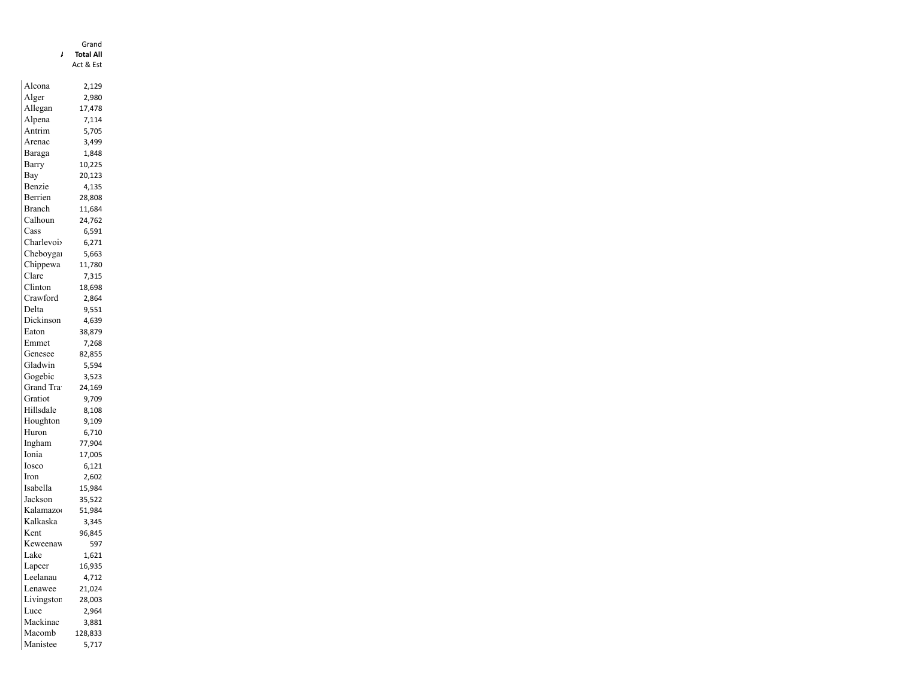| / | Grand Total All Act & Est |
|---|---|
| Alcona | 2,129 |
| Alger | 2,980 |
| Allegan | 17,478 |
| Alpena | 7,114 |
| Antrim | 5,705 |
| Arenac | 3,499 |
| Baraga | 1,848 |
| Barry | 10,225 |
| Bay | 20,123 |
| Benzie | 4,135 |
| Berrien | 28,808 |
| Branch | 11,684 |
| Calhoun | 24,762 |
| Cass | 6,591 |
| Charlevoix | 6,271 |
| Cheboygan | 5,663 |
| Chippewa | 11,780 |
| Clare | 7,315 |
| Clinton | 18,698 |
| Crawford | 2,864 |
| Delta | 9,551 |
| Dickinson | 4,639 |
| Eaton | 38,879 |
| Emmet | 7,268 |
| Genesee | 82,855 |
| Gladwin | 5,594 |
| Gogebic | 3,523 |
| Grand Tra | 24,169 |
| Gratiot | 9,709 |
| Hillsdale | 8,108 |
| Houghton | 9,109 |
| Huron | 6,710 |
| Ingham | 77,904 |
| Ionia | 17,005 |
| Iosco | 6,121 |
| Iron | 2,602 |
| Isabella | 15,984 |
| Jackson | 35,522 |
| Kalamazoo | 51,984 |
| Kalkaska | 3,345 |
| Kent | 96,845 |
| Keweenaw | 597 |
| Lake | 1,621 |
| Lapeer | 16,935 |
| Leelanau | 4,712 |
| Lenawee | 21,024 |
| Livingston | 28,003 |
| Luce | 2,964 |
| Mackinac | 3,881 |
| Macomb | 128,833 |
| Manistee | 5,717 |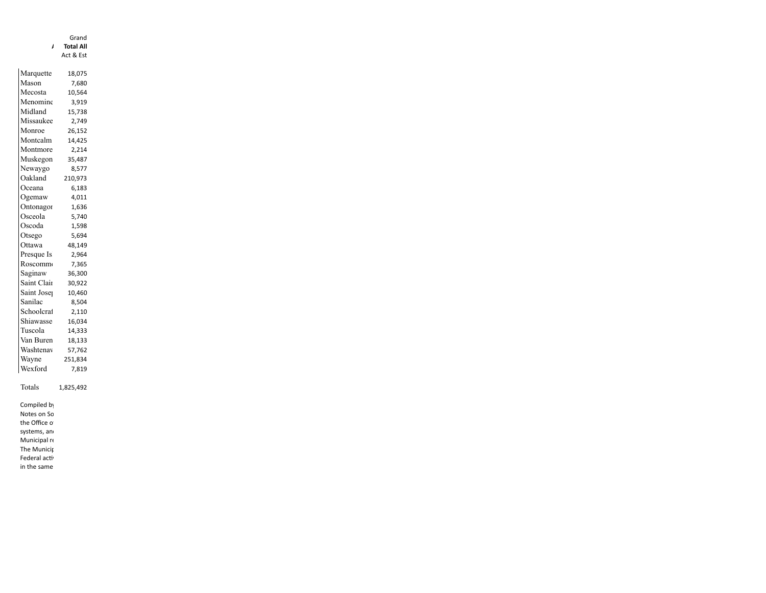| | Grand<br>Total All<br>Act & Est |
|---|---|
| Marquette | 18,075 |
| Mason | 7,680 |
| Mecosta | 10,564 |
| Menomine | 3,919 |
| Midland | 15,738 |
| Missaukee | 2,749 |
| Monroe | 26,152 |
| Montcalm | 14,425 |
| Montmore | 2,214 |
| Muskegon | 35,487 |
| Newaygo | 8,577 |
| Oakland | 210,973 |
| Oceana | 6,183 |
| Ogemaw | 4,011 |
| Ontonagor | 1,636 |
| Osceola | 5,740 |
| Oscoda | 1,598 |
| Otsego | 5,694 |
| Ottawa | 48,149 |
| Presque Is | 2,964 |
| Roscomm | 7,365 |
| Saginaw | 36,300 |
| Saint Clair | 30,922 |
| Saint Josep | 10,460 |
| Sanilac | 8,504 |
| Schoolcraf | 2,110 |
| Shiawasse | 16,034 |
| Tuscola | 14,333 |
| Van Buren | 18,133 |
| Washtenav | 57,762 |
| Wayne | 251,834 |
| Wexford | 7,819 |
| Totals | 1,825,492 |

Compiled by
Notes on So
the Office o
systems, an
Municipal re
The Municip
Federal acti
in the same